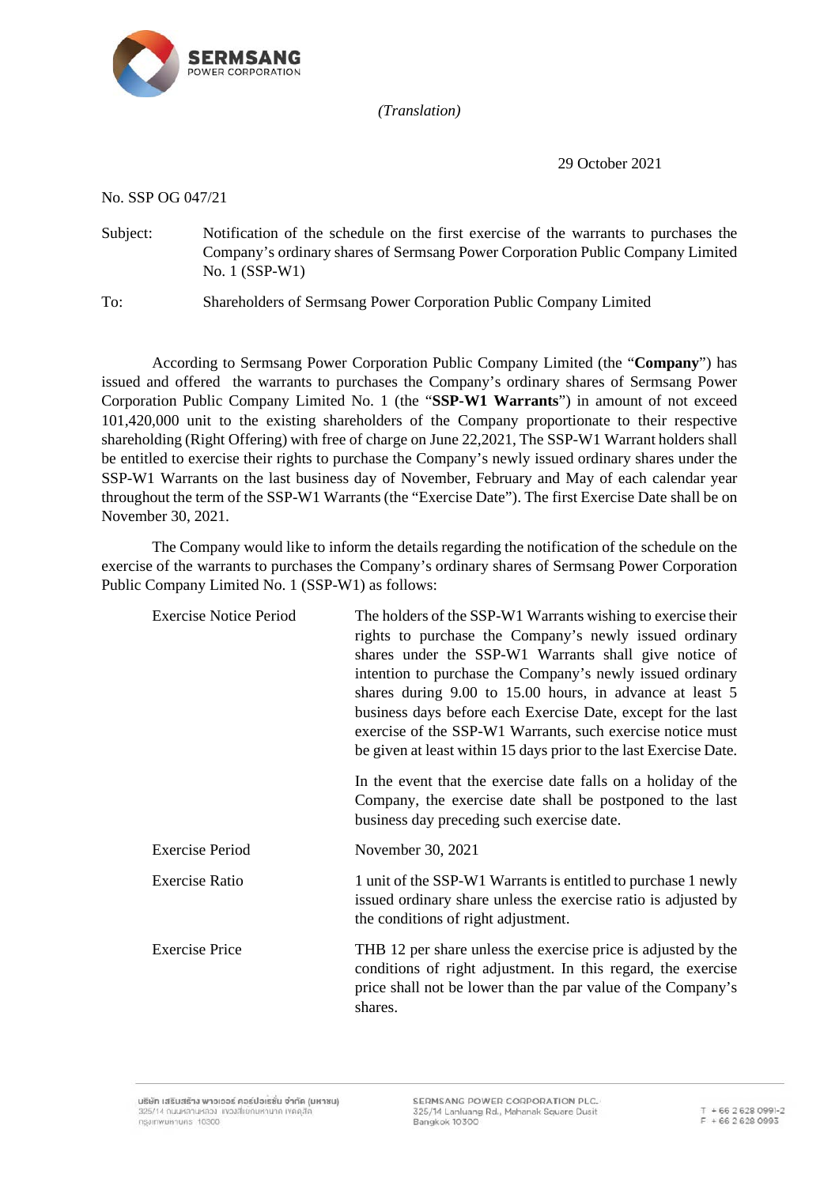*(Translation)*

29 October 2021

No. SSP OG 047/21

Subject: Notification of the schedule on the first exercise of the warrants to purchases the Company's ordinary shares of Sermsang Power Corporation Public Company Limited No. 1 (SSP-W1)

To: Shareholders of Sermsang Power Corporation Public Company Limited

According to Sermsang Power Corporation Public Company Limited (the "**Company**") has issued and offered the warrants to purchases the Company's ordinary shares of Sermsang Power Corporation Public Company Limited No. 1 (the "**SSP-W1 Warrants**") in amount of not exceed 101,420,000 unit to the existing shareholders of the Company proportionate to their respective shareholding (Right Offering) with free of charge on June 22,2021, The SSP-W1 Warrant holders shall be entitled to exercise their rights to purchase the Company's newly issued ordinary shares under the SSP-W1 Warrants on the last business day of November, February and May of each calendar year throughout the term of the SSP-W1 Warrants (the "Exercise Date"). The first Exercise Date shall be on November 30, 2021.

The Company would like to inform the details regarding the notification of the schedule on the exercise of the warrants to purchases the Company's ordinary shares of Sermsang Power Corporation Public Company Limited No. 1 (SSP-W1) as follows:

| | |
|---|---|
| Exercise Notice Period | The holders of the SSP-W1 Warrants wishing to exercise their rights to purchase the Company's newly issued ordinary shares under the SSP-W1 Warrants shall give notice of intention to purchase the Company's newly issued ordinary shares during 9.00 to 15.00 hours, in advance at least 5 business days before each Exercise Date, except for the last exercise of the SSP-W1 Warrants, such exercise notice must be given at least within 15 days prior to the last Exercise Date.<br><br>In the event that the exercise date falls on a holiday of the Company, the exercise date shall be postponed to the last business day preceding such exercise date. |
| Exercise Period | November 30, 2021 |
| Exercise Ratio | 1 unit of the SSP-W1 Warrants is entitled to purchase 1 newly issued ordinary share unless the exercise ratio is adjusted by the conditions of right adjustment. |
| Exercise Price | THB 12 per share unless the exercise price is adjusted by the conditions of right adjustment. In this regard, the exercise price shall not be lower than the par value of the Company's shares. |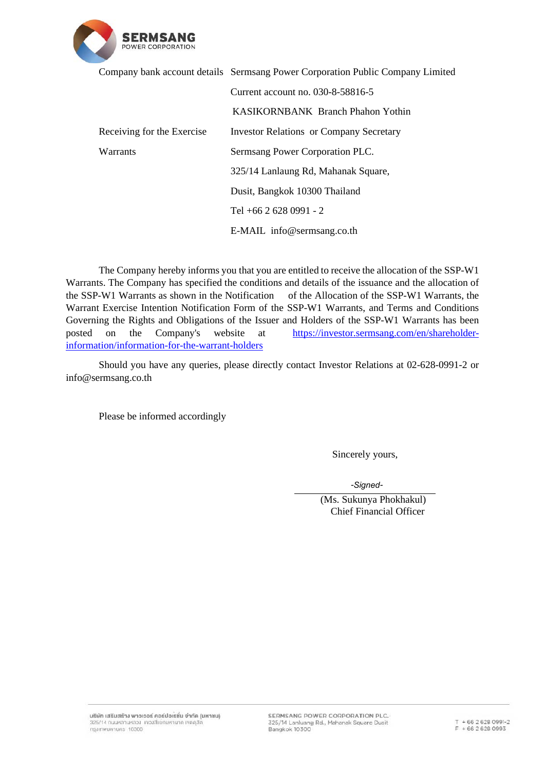| | |
|---|---|
| Company bank account details | Sermsang Power Corporation Public Company Limited |
| | Current account no. 030-8-58816-5 |
| | KASIKORNBANK Branch Phahon Yothin |
| Receiving for the Exercise Warrants | Investor Relations or Company Secretary |
| | Sermsang Power Corporation PLC. |
| | 325/14 Lanlaung Rd, Mahanak Square, |
| | Dusit, Bangkok 10300 Thailand |
| | Tel +66 2 628 0991 - 2 |
| | E-MAIL info@sermsang.co.th |

The Company hereby informs you that you are entitled to receive the allocation of the SSP-W1 Warrants. The Company has specified the conditions and details of the issuance and the allocation of the SSP-W1 Warrants as shown in the Notification of the Allocation of the SSP-W1 Warrants, the Warrant Exercise Intention Notification Form of the SSP-W1 Warrants, and Terms and Conditions Governing the Rights and Obligations of the Issuer and Holders of the SSP-W1 Warrants has been posted on the Company's website at https://investor.sermsang.com/en/shareholder-information/information-for-the-warrant-holders

Should you have any queries, please directly contact Investor Relations at 02-628-0991-2 or info@sermsang.co.th

Please be informed accordingly

Sincerely yours,

*-Signed-*

(Ms. Sukunya Phokhakul)
Chief Financial Officer